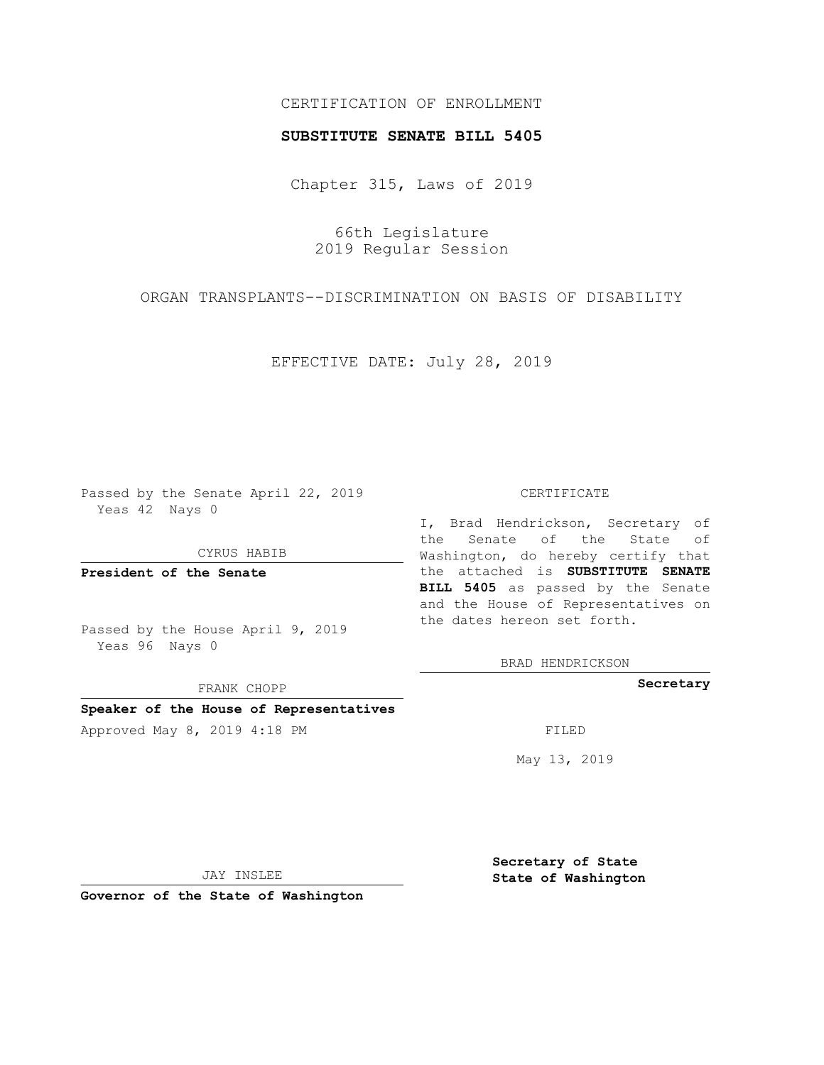CERTIFICATION OF ENROLLMENT

**SUBSTITUTE SENATE BILL 5405**

Chapter 315, Laws of 2019

66th Legislature
2019 Regular Session

ORGAN TRANSPLANTS--DISCRIMINATION ON BASIS OF DISABILITY

EFFECTIVE DATE: July 28, 2019

Passed by the Senate April 22, 2019
Yeas 42 Nays 0

CYRUS HABIB

**President of the Senate**

Passed by the House April 9, 2019
Yeas 96 Nays 0

FRANK CHOPP

**Speaker of the House of Representatives**

Approved May 8, 2019 4:18 PM

JAY INSLEE

**Governor of the State of Washington**

CERTIFICATE

I, Brad Hendrickson, Secretary of the Senate of the State of Washington, do hereby certify that the attached is **SUBSTITUTE SENATE BILL 5405** as passed by the Senate and the House of Representatives on the dates hereon set forth.

BRAD HENDRICKSON

**Secretary**

FILED

May 13, 2019

**Secretary of State**
**State of Washington**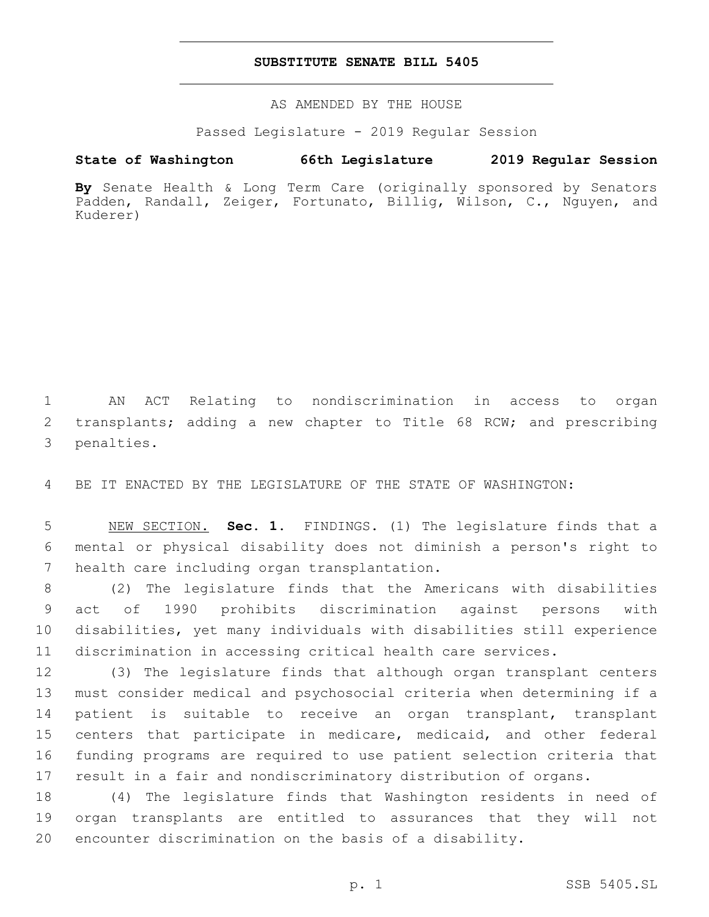# SUBSTITUTE SENATE BILL 5405

AS AMENDED BY THE HOUSE

Passed Legislature - 2019 Regular Session

**State of Washington 66th Legislature 2019 Regular Session**

**By** Senate Health & Long Term Care (originally sponsored by Senators Padden, Randall, Zeiger, Fortunato, Billig, Wilson, C., Nguyen, and Kuderer)

AN ACT Relating to nondiscrimination in access to organ transplants; adding a new chapter to Title 68 RCW; and prescribing penalties.

BE IT ENACTED BY THE LEGISLATURE OF THE STATE OF WASHINGTON:

NEW SECTION. **Sec. 1.** FINDINGS. (1) The legislature finds that a mental or physical disability does not diminish a person's right to health care including organ transplantation.

(2) The legislature finds that the Americans with disabilities act of 1990 prohibits discrimination against persons with disabilities, yet many individuals with disabilities still experience discrimination in accessing critical health care services.

(3) The legislature finds that although organ transplant centers must consider medical and psychosocial criteria when determining if a patient is suitable to receive an organ transplant, transplant centers that participate in medicare, medicaid, and other federal funding programs are required to use patient selection criteria that result in a fair and nondiscriminatory distribution of organs.

(4) The legislature finds that Washington residents in need of organ transplants are entitled to assurances that they will not encounter discrimination on the basis of a disability.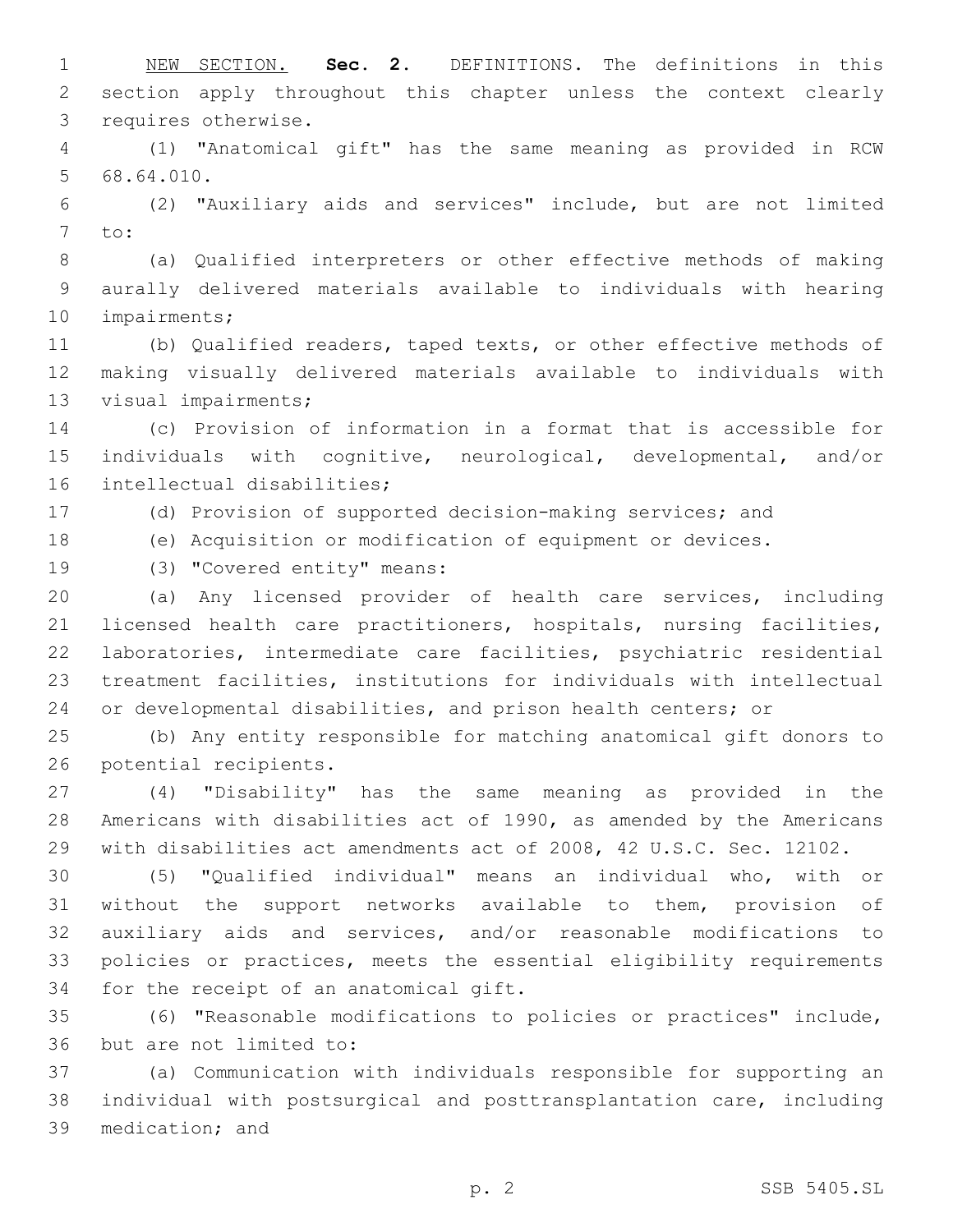NEW SECTION. **Sec. 2.** DEFINITIONS. The definitions in this section apply throughout this chapter unless the context clearly requires otherwise.

(1) "Anatomical gift" has the same meaning as provided in RCW 68.64.010.

(2) "Auxiliary aids and services" include, but are not limited to:

(a) Qualified interpreters or other effective methods of making aurally delivered materials available to individuals with hearing impairments;

(b) Qualified readers, taped texts, or other effective methods of making visually delivered materials available to individuals with visual impairments;

(c) Provision of information in a format that is accessible for individuals with cognitive, neurological, developmental, and/or intellectual disabilities;

(d) Provision of supported decision-making services; and

(e) Acquisition or modification of equipment or devices.

(3) "Covered entity" means:

(a) Any licensed provider of health care services, including licensed health care practitioners, hospitals, nursing facilities, laboratories, intermediate care facilities, psychiatric residential treatment facilities, institutions for individuals with intellectual or developmental disabilities, and prison health centers; or

(b) Any entity responsible for matching anatomical gift donors to potential recipients.

(4) "Disability" has the same meaning as provided in the Americans with disabilities act of 1990, as amended by the Americans with disabilities act amendments act of 2008, 42 U.S.C. Sec. 12102.

(5) "Qualified individual" means an individual who, with or without the support networks available to them, provision of auxiliary aids and services, and/or reasonable modifications to policies or practices, meets the essential eligibility requirements for the receipt of an anatomical gift.

(6) "Reasonable modifications to policies or practices" include, but are not limited to:

(a) Communication with individuals responsible for supporting an individual with postsurgical and posttransplantation care, including medication; and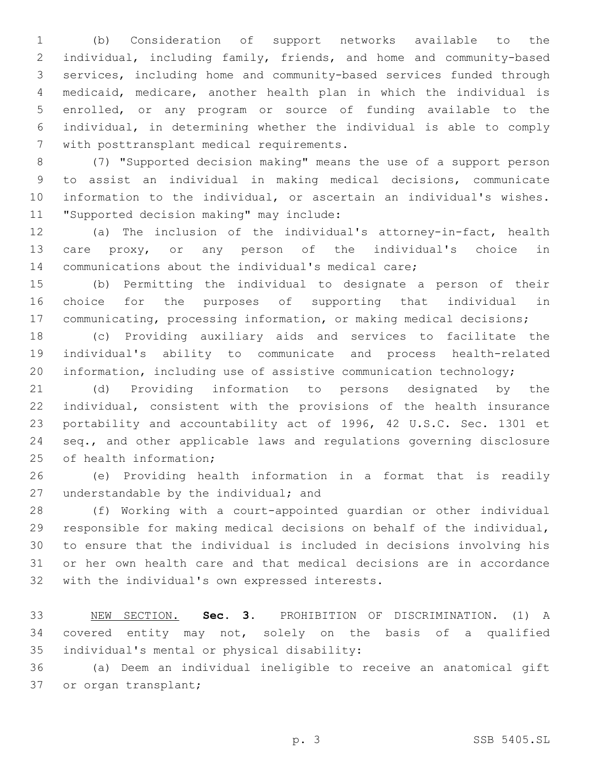(b) Consideration of support networks available to the individual, including family, friends, and home and community-based services, including home and community-based services funded through medicaid, medicare, another health plan in which the individual is enrolled, or any program or source of funding available to the individual, in determining whether the individual is able to comply with posttransplant medical requirements.

(7) "Supported decision making" means the use of a support person to assist an individual in making medical decisions, communicate information to the individual, or ascertain an individual's wishes. "Supported decision making" may include:

(a) The inclusion of the individual's attorney-in-fact, health care proxy, or any person of the individual's choice in communications about the individual's medical care;

(b) Permitting the individual to designate a person of their choice for the purposes of supporting that individual in communicating, processing information, or making medical decisions;

(c) Providing auxiliary aids and services to facilitate the individual's ability to communicate and process health-related information, including use of assistive communication technology;

(d) Providing information to persons designated by the individual, consistent with the provisions of the health insurance portability and accountability act of 1996, 42 U.S.C. Sec. 1301 et seq., and other applicable laws and regulations governing disclosure of health information;

(e) Providing health information in a format that is readily understandable by the individual; and

(f) Working with a court-appointed guardian or other individual responsible for making medical decisions on behalf of the individual, to ensure that the individual is included in decisions involving his or her own health care and that medical decisions are in accordance with the individual's own expressed interests.

NEW SECTION. **Sec. 3.** PROHIBITION OF DISCRIMINATION. (1) A covered entity may not, solely on the basis of a qualified individual's mental or physical disability:

(a) Deem an individual ineligible to receive an anatomical gift or organ transplant;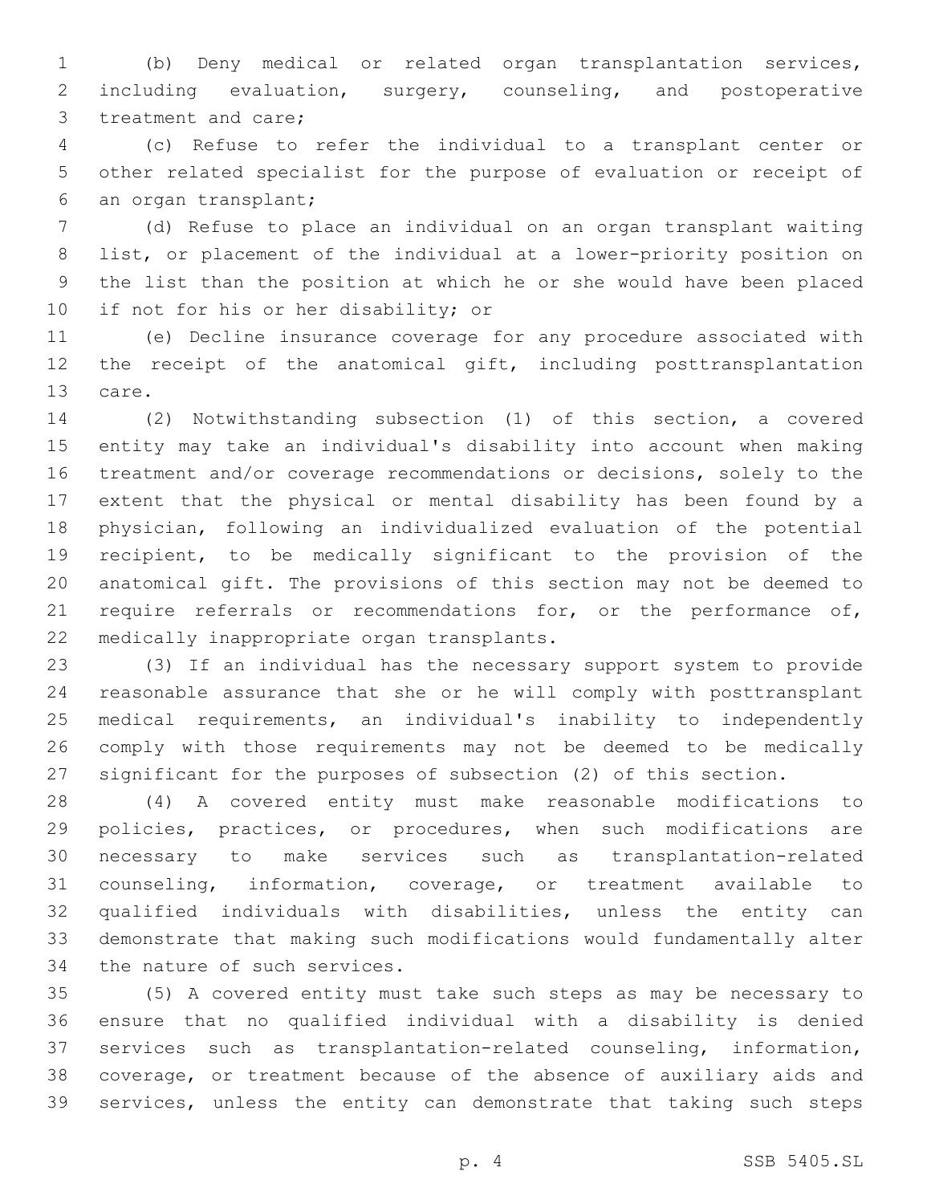(b) Deny medical or related organ transplantation services, including evaluation, surgery, counseling, and postoperative treatment and care;

(c) Refuse to refer the individual to a transplant center or other related specialist for the purpose of evaluation or receipt of an organ transplant;

(d) Refuse to place an individual on an organ transplant waiting list, or placement of the individual at a lower-priority position on the list than the position at which he or she would have been placed if not for his or her disability; or

(e) Decline insurance coverage for any procedure associated with the receipt of the anatomical gift, including posttransplantation care.

(2) Notwithstanding subsection (1) of this section, a covered entity may take an individual's disability into account when making treatment and/or coverage recommendations or decisions, solely to the extent that the physical or mental disability has been found by a physician, following an individualized evaluation of the potential recipient, to be medically significant to the provision of the anatomical gift. The provisions of this section may not be deemed to require referrals or recommendations for, or the performance of, medically inappropriate organ transplants.

(3) If an individual has the necessary support system to provide reasonable assurance that she or he will comply with posttransplant medical requirements, an individual's inability to independently comply with those requirements may not be deemed to be medically significant for the purposes of subsection (2) of this section.

(4) A covered entity must make reasonable modifications to policies, practices, or procedures, when such modifications are necessary to make services such as transplantation-related counseling, information, coverage, or treatment available to qualified individuals with disabilities, unless the entity can demonstrate that making such modifications would fundamentally alter the nature of such services.

(5) A covered entity must take such steps as may be necessary to ensure that no qualified individual with a disability is denied services such as transplantation-related counseling, information, coverage, or treatment because of the absence of auxiliary aids and services, unless the entity can demonstrate that taking such steps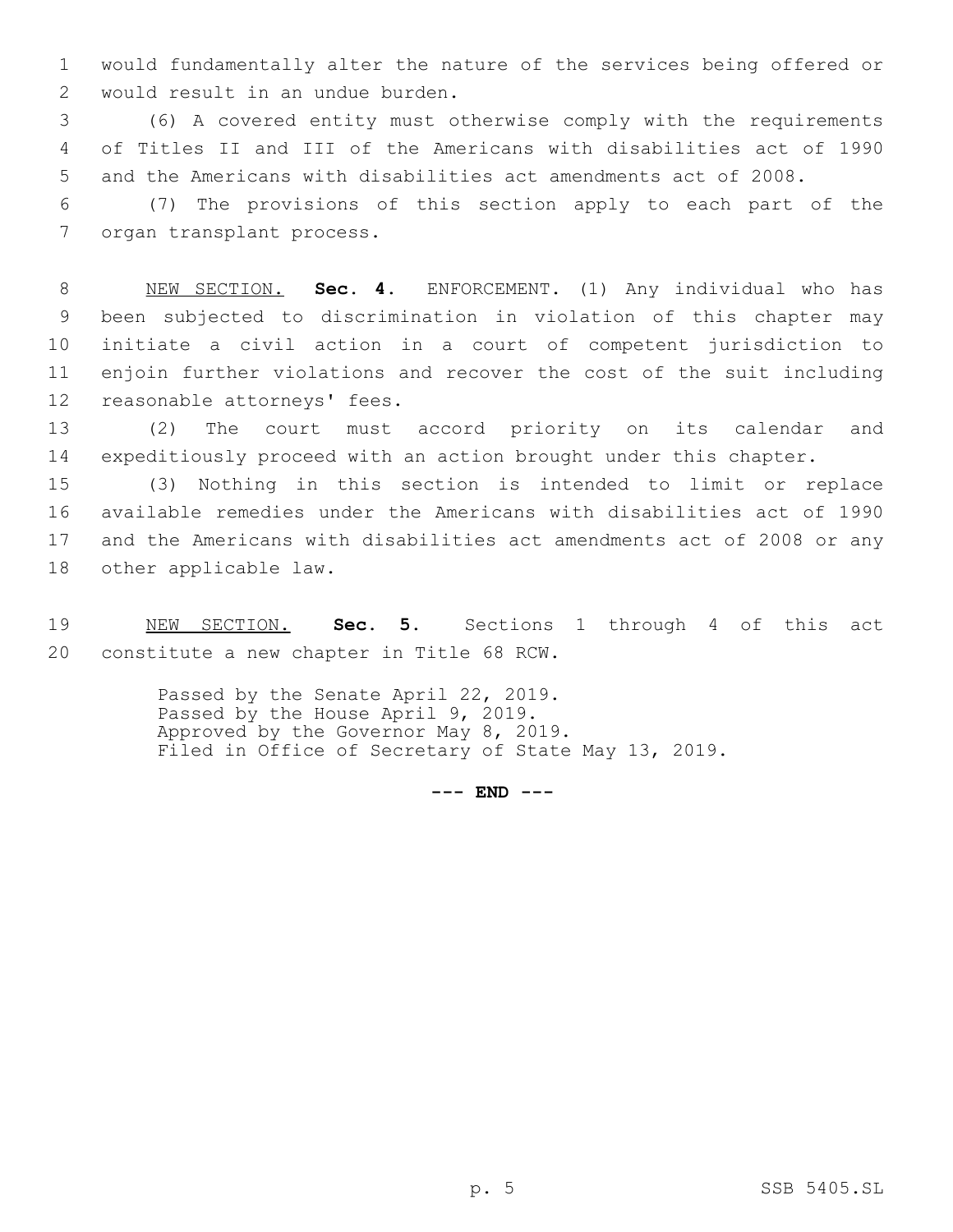would fundamentally alter the nature of the services being offered or would result in an undue burden.

(6) A covered entity must otherwise comply with the requirements of Titles II and III of the Americans with disabilities act of 1990 and the Americans with disabilities act amendments act of 2008.

(7) The provisions of this section apply to each part of the organ transplant process.

NEW SECTION. **Sec. 4.** ENFORCEMENT. (1) Any individual who has been subjected to discrimination in violation of this chapter may initiate a civil action in a court of competent jurisdiction to enjoin further violations and recover the cost of the suit including reasonable attorneys' fees.

(2) The court must accord priority on its calendar and expeditiously proceed with an action brought under this chapter.

(3) Nothing in this section is intended to limit or replace available remedies under the Americans with disabilities act of 1990 and the Americans with disabilities act amendments act of 2008 or any other applicable law.

NEW SECTION. **Sec. 5.** Sections 1 through 4 of this act constitute a new chapter in Title 68 RCW.

Passed by the Senate April 22, 2019.
Passed by the House April 9, 2019.
Approved by the Governor May 8, 2019.
Filed in Office of Secretary of State May 13, 2019.

**--- END ---**